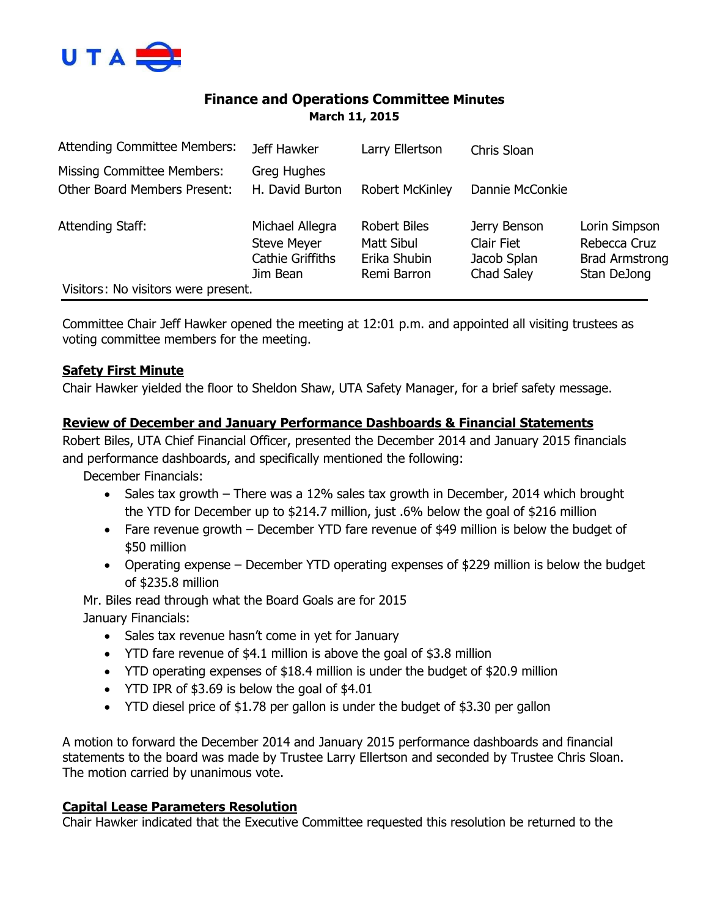UTA

# Finance and Operations Committee Minutes

**March 11, 2015**

| | | | | |
|---|---|---|---|---|
| Attending Committee Members: | Jeff Hawker | Larry Ellertson | Chris Sloan | |
| Missing Committee Members: | Greg Hughes | | | |
| Other Board Members Present: | H. David Burton | Robert McKinley | Dannie McConkie | |
| Attending Staff: | Michael Allegra | Robert Biles | Jerry Benson | Lorin Simpson |
| | Steve Meyer | Matt Sibul | Clair Fiet | Rebecca Cruz |
| | Cathie Griffiths | Erika Shubin | Jacob Splan | Brad Armstrong |
| | Jim Bean | Remi Barron | Chad Saley | Stan DeJong |

Visitors: No visitors were present.

Committee Chair Jeff Hawker opened the meeting at 12:01 p.m. and appointed all visiting trustees as voting committee members for the meeting.

**Safety First Minute**

Chair Hawker yielded the floor to Sheldon Shaw, UTA Safety Manager, for a brief safety message.

**Review of December and January Performance Dashboards & Financial Statements**

Robert Biles, UTA Chief Financial Officer, presented the December 2014 and January 2015 financials and performance dashboards, and specifically mentioned the following:

December Financials:

- Sales tax growth – There was a 12% sales tax growth in December, 2014 which brought the YTD for December up to $214.7 million, just .6% below the goal of $216 million
- Fare revenue growth – December YTD fare revenue of $49 million is below the budget of $50 million
- Operating expense – December YTD operating expenses of $229 million is below the budget of $235.8 million

Mr. Biles read through what the Board Goals are for 2015

January Financials:

- Sales tax revenue hasn't come in yet for January
- YTD fare revenue of $4.1 million is above the goal of $3.8 million
- YTD operating expenses of $18.4 million is under the budget of $20.9 million
- YTD IPR of $3.69 is below the goal of $4.01
- YTD diesel price of $1.78 per gallon is under the budget of $3.30 per gallon

A motion to forward the December 2014 and January 2015 performance dashboards and financial statements to the board was made by Trustee Larry Ellertson and seconded by Trustee Chris Sloan. The motion carried by unanimous vote.

**Capital Lease Parameters Resolution**

Chair Hawker indicated that the Executive Committee requested this resolution be returned to the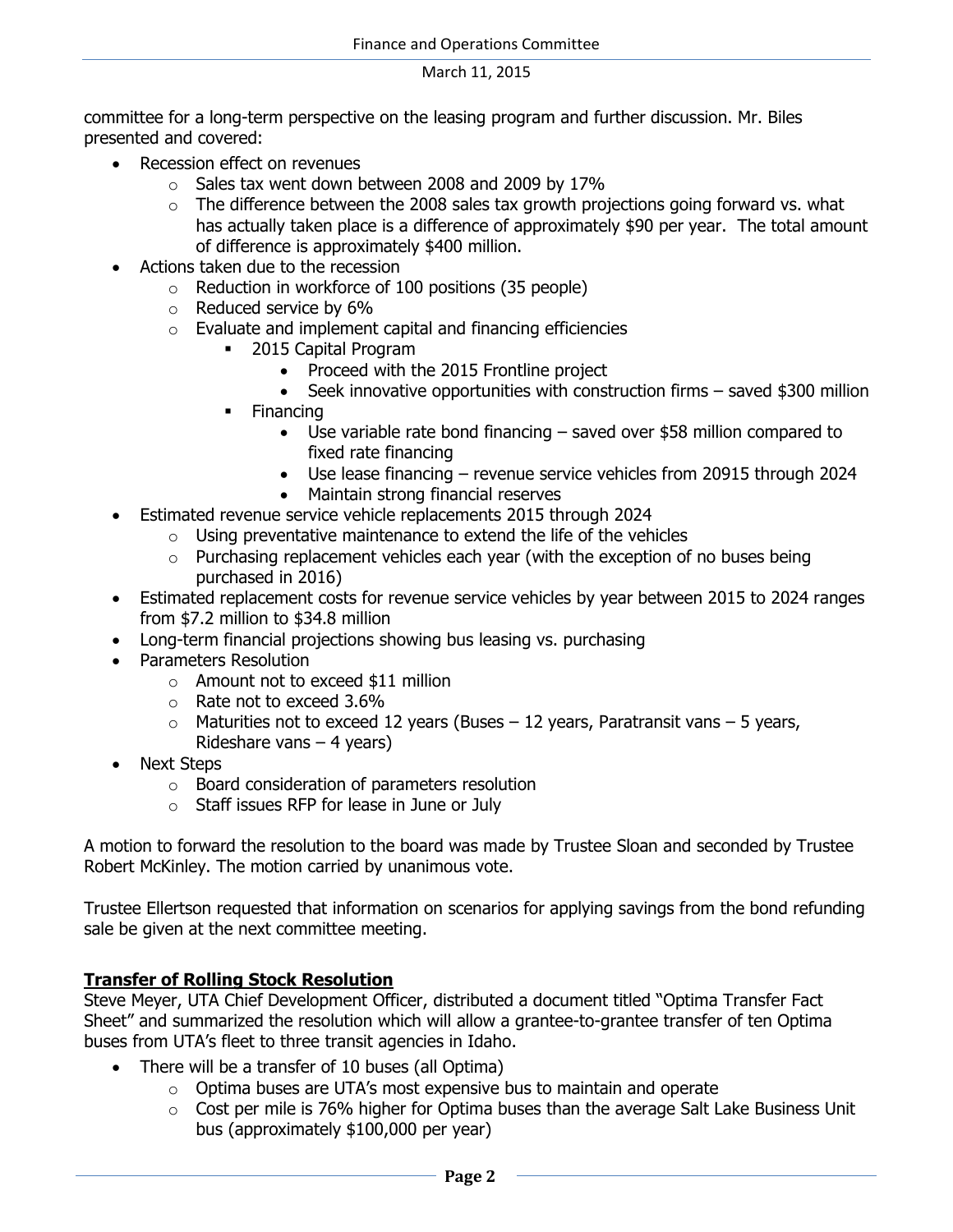committee for a long-term perspective on the leasing program and further discussion. Mr. Biles presented and covered:

- Recession effect on revenues
  - Sales tax went down between 2008 and 2009 by 17%
  - The difference between the 2008 sales tax growth projections going forward vs. what has actually taken place is a difference of approximately $90 per year. The total amount of difference is approximately $400 million.
- Actions taken due to the recession
  - Reduction in workforce of 100 positions (35 people)
  - Reduced service by 6%
  - Evaluate and implement capital and financing efficiencies
    - 2015 Capital Program
      - Proceed with the 2015 Frontline project
      - Seek innovative opportunities with construction firms – saved $300 million
    - Financing
      - Use variable rate bond financing – saved over $58 million compared to fixed rate financing
      - Use lease financing – revenue service vehicles from 20915 through 2024
      - Maintain strong financial reserves
- Estimated revenue service vehicle replacements 2015 through 2024
  - Using preventative maintenance to extend the life of the vehicles
  - Purchasing replacement vehicles each year (with the exception of no buses being purchased in 2016)
- Estimated replacement costs for revenue service vehicles by year between 2015 to 2024 ranges from $7.2 million to $34.8 million
- Long-term financial projections showing bus leasing vs. purchasing
- Parameters Resolution
  - Amount not to exceed $11 million
  - Rate not to exceed 3.6%
  - Maturities not to exceed 12 years (Buses – 12 years, Paratransit vans – 5 years, Rideshare vans – 4 years)
- Next Steps
  - Board consideration of parameters resolution
  - Staff issues RFP for lease in June or July

A motion to forward the resolution to the board was made by Trustee Sloan and seconded by Trustee Robert McKinley. The motion carried by unanimous vote.

Trustee Ellertson requested that information on scenarios for applying savings from the bond refunding sale be given at the next committee meeting.

**Transfer of Rolling Stock Resolution**

Steve Meyer, UTA Chief Development Officer, distributed a document titled "Optima Transfer Fact Sheet" and summarized the resolution which will allow a grantee-to-grantee transfer of ten Optima buses from UTA's fleet to three transit agencies in Idaho.

- There will be a transfer of 10 buses (all Optima)
  - Optima buses are UTA's most expensive bus to maintain and operate
  - Cost per mile is 76% higher for Optima buses than the average Salt Lake Business Unit bus (approximately $100,000 per year)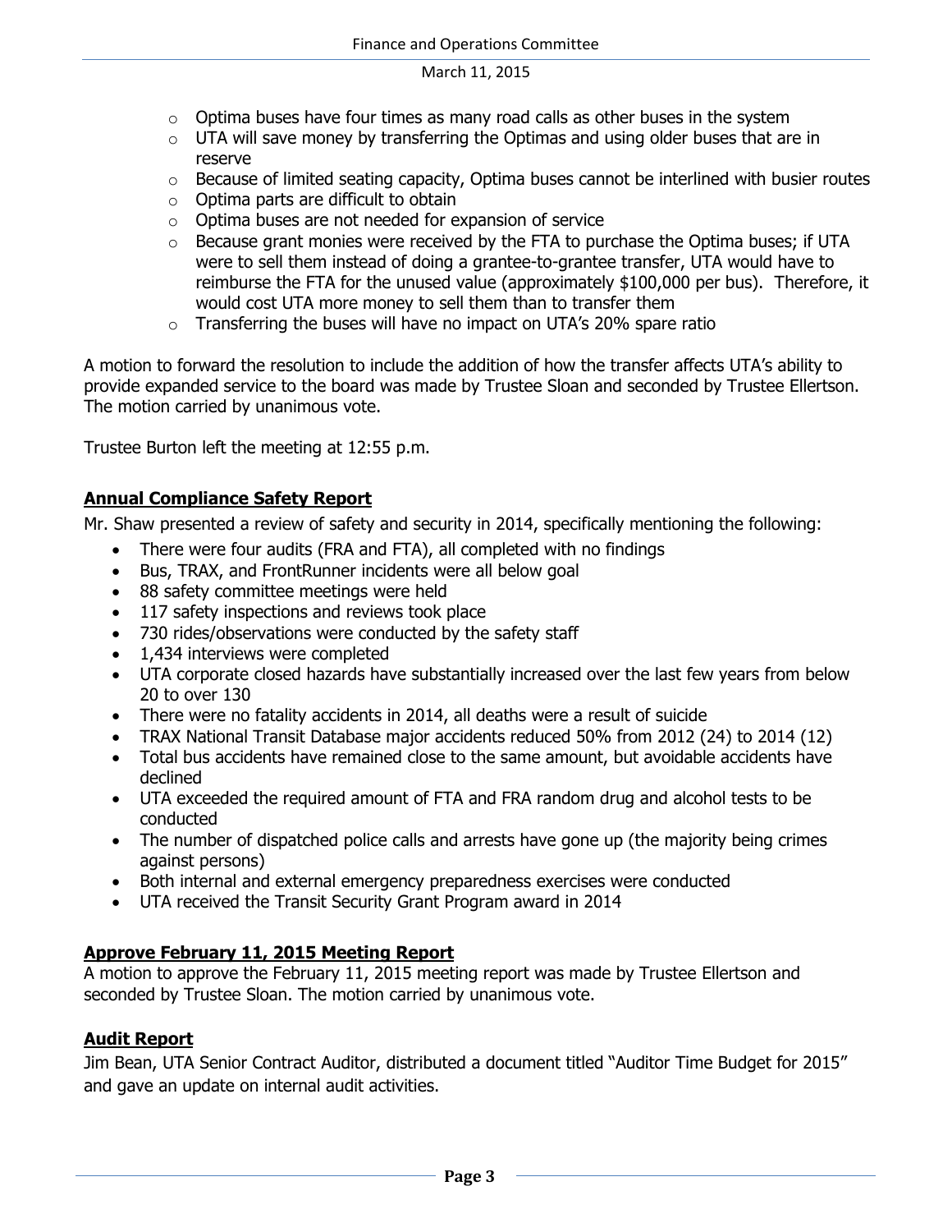- Optima buses have four times as many road calls as other buses in the system
  - UTA will save money by transferring the Optimas and using older buses that are in reserve
  - Because of limited seating capacity, Optima buses cannot be interlined with busier routes
  - Optima parts are difficult to obtain
  - Optima buses are not needed for expansion of service
  - Because grant monies were received by the FTA to purchase the Optima buses; if UTA were to sell them instead of doing a grantee-to-grantee transfer, UTA would have to reimburse the FTA for the unused value (approximately $100,000 per bus). Therefore, it would cost UTA more money to sell them than to transfer them
  - Transferring the buses will have no impact on UTA's 20% spare ratio

A motion to forward the resolution to include the addition of how the transfer affects UTA's ability to provide expanded service to the board was made by Trustee Sloan and seconded by Trustee Ellertson. The motion carried by unanimous vote.

Trustee Burton left the meeting at 12:55 p.m.

## **Annual Compliance Safety Report**

Mr. Shaw presented a review of safety and security in 2014, specifically mentioning the following:

- There were four audits (FRA and FTA), all completed with no findings
- Bus, TRAX, and FrontRunner incidents were all below goal
- 88 safety committee meetings were held
- 117 safety inspections and reviews took place
- 730 rides/observations were conducted by the safety staff
- 1,434 interviews were completed
- UTA corporate closed hazards have substantially increased over the last few years from below 20 to over 130
- There were no fatality accidents in 2014, all deaths were a result of suicide
- TRAX National Transit Database major accidents reduced 50% from 2012 (24) to 2014 (12)
- Total bus accidents have remained close to the same amount, but avoidable accidents have declined
- UTA exceeded the required amount of FTA and FRA random drug and alcohol tests to be conducted
- The number of dispatched police calls and arrests have gone up (the majority being crimes against persons)
- Both internal and external emergency preparedness exercises were conducted
- UTA received the Transit Security Grant Program award in 2014

## **Approve February 11, 2015 Meeting Report**

A motion to approve the February 11, 2015 meeting report was made by Trustee Ellertson and seconded by Trustee Sloan. The motion carried by unanimous vote.

## **Audit Report**

Jim Bean, UTA Senior Contract Auditor, distributed a document titled "Auditor Time Budget for 2015" and gave an update on internal audit activities.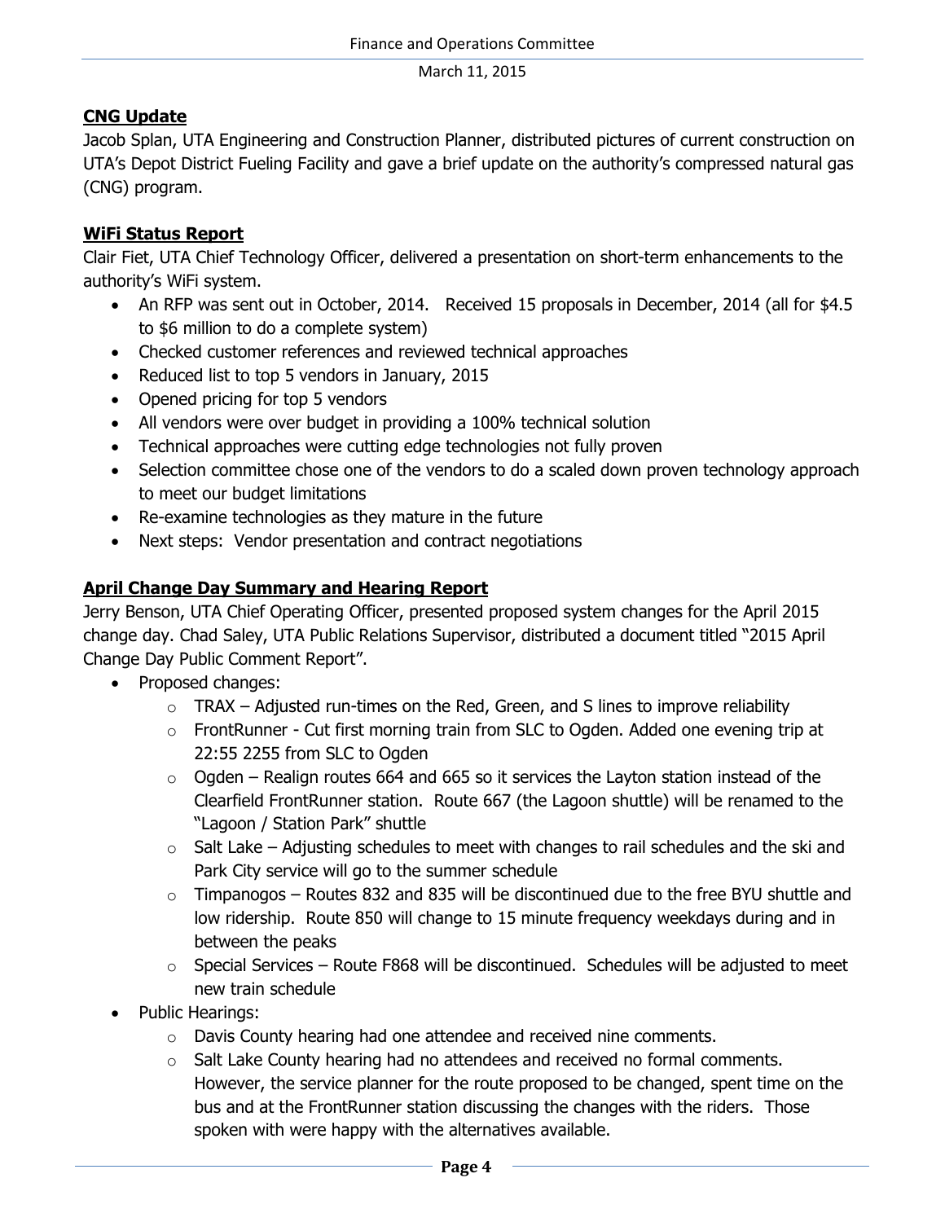## **CNG Update**

Jacob Splan, UTA Engineering and Construction Planner, distributed pictures of current construction on UTA's Depot District Fueling Facility and gave a brief update on the authority's compressed natural gas (CNG) program.

## **WiFi Status Report**

Clair Fiet, UTA Chief Technology Officer, delivered a presentation on short-term enhancements to the authority's WiFi system.

- An RFP was sent out in October, 2014. Received 15 proposals in December, 2014 (all for $4.5 to $6 million to do a complete system)
- Checked customer references and reviewed technical approaches
- Reduced list to top 5 vendors in January, 2015
- Opened pricing for top 5 vendors
- All vendors were over budget in providing a 100% technical solution
- Technical approaches were cutting edge technologies not fully proven
- Selection committee chose one of the vendors to do a scaled down proven technology approach to meet our budget limitations
- Re-examine technologies as they mature in the future
- Next steps: Vendor presentation and contract negotiations

## **April Change Day Summary and Hearing Report**

Jerry Benson, UTA Chief Operating Officer, presented proposed system changes for the April 2015 change day. Chad Saley, UTA Public Relations Supervisor, distributed a document titled "2015 April Change Day Public Comment Report".

- Proposed changes:
  - TRAX – Adjusted run-times on the Red, Green, and S lines to improve reliability
  - FrontRunner - Cut first morning train from SLC to Ogden. Added one evening trip at 22:55 2255 from SLC to Ogden
  - Ogden – Realign routes 664 and 665 so it services the Layton station instead of the Clearfield FrontRunner station. Route 667 (the Lagoon shuttle) will be renamed to the "Lagoon / Station Park" shuttle
  - Salt Lake – Adjusting schedules to meet with changes to rail schedules and the ski and Park City service will go to the summer schedule
  - Timpanogos – Routes 832 and 835 will be discontinued due to the free BYU shuttle and low ridership. Route 850 will change to 15 minute frequency weekdays during and in between the peaks
  - Special Services – Route F868 will be discontinued. Schedules will be adjusted to meet new train schedule
- Public Hearings:
  - Davis County hearing had one attendee and received nine comments.
  - Salt Lake County hearing had no attendees and received no formal comments. However, the service planner for the route proposed to be changed, spent time on the bus and at the FrontRunner station discussing the changes with the riders. Those spoken with were happy with the alternatives available.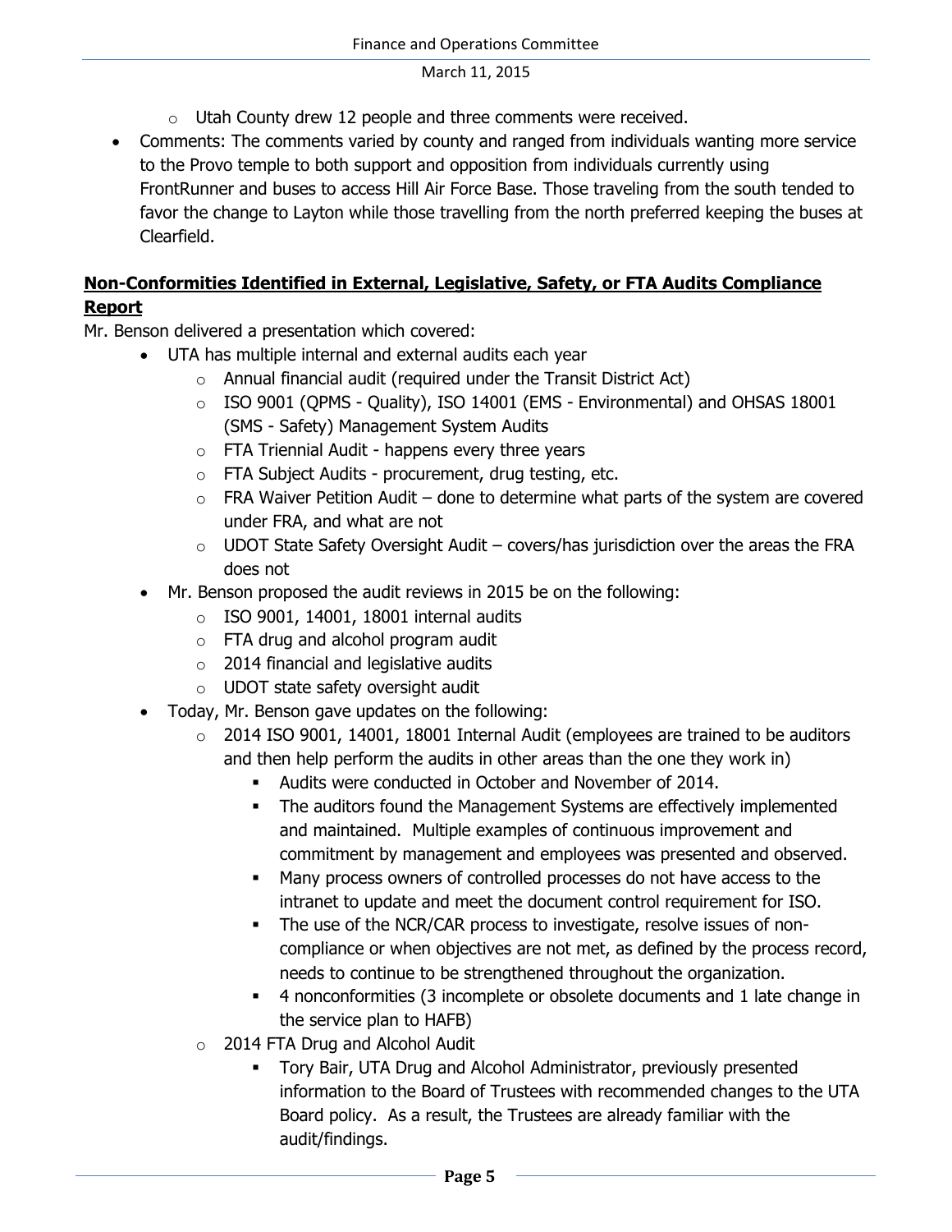- Utah County drew 12 people and three comments were received.

- Comments: The comments varied by county and ranged from individuals wanting more service to the Provo temple to both support and opposition from individuals currently using FrontRunner and buses to access Hill Air Force Base. Those traveling from the south tended to favor the change to Layton while those travelling from the north preferred keeping the buses at Clearfield.

**Non-Conformities Identified in External, Legislative, Safety, or FTA Audits Compliance Report**

Mr. Benson delivered a presentation which covered:

- UTA has multiple internal and external audits each year
  - Annual financial audit (required under the Transit District Act)
  - ISO 9001 (QPMS - Quality), ISO 14001 (EMS - Environmental) and OHSAS 18001 (SMS - Safety) Management System Audits
  - FTA Triennial Audit - happens every three years
  - FTA Subject Audits - procurement, drug testing, etc.
  - FRA Waiver Petition Audit – done to determine what parts of the system are covered under FRA, and what are not
  - UDOT State Safety Oversight Audit – covers/has jurisdiction over the areas the FRA does not
- Mr. Benson proposed the audit reviews in 2015 be on the following:
  - ISO 9001, 14001, 18001 internal audits
  - FTA drug and alcohol program audit
  - 2014 financial and legislative audits
  - UDOT state safety oversight audit
- Today, Mr. Benson gave updates on the following:
  - 2014 ISO 9001, 14001, 18001 Internal Audit (employees are trained to be auditors and then help perform the audits in other areas than the one they work in)
    - Audits were conducted in October and November of 2014.
    - The auditors found the Management Systems are effectively implemented and maintained. Multiple examples of continuous improvement and commitment by management and employees was presented and observed.
    - Many process owners of controlled processes do not have access to the intranet to update and meet the document control requirement for ISO.
    - The use of the NCR/CAR process to investigate, resolve issues of non-compliance or when objectives are not met, as defined by the process record, needs to continue to be strengthened throughout the organization.
    - 4 nonconformities (3 incomplete or obsolete documents and 1 late change in the service plan to HAFB)
  - 2014 FTA Drug and Alcohol Audit
    - Tory Bair, UTA Drug and Alcohol Administrator, previously presented information to the Board of Trustees with recommended changes to the UTA Board policy. As a result, the Trustees are already familiar with the audit/findings.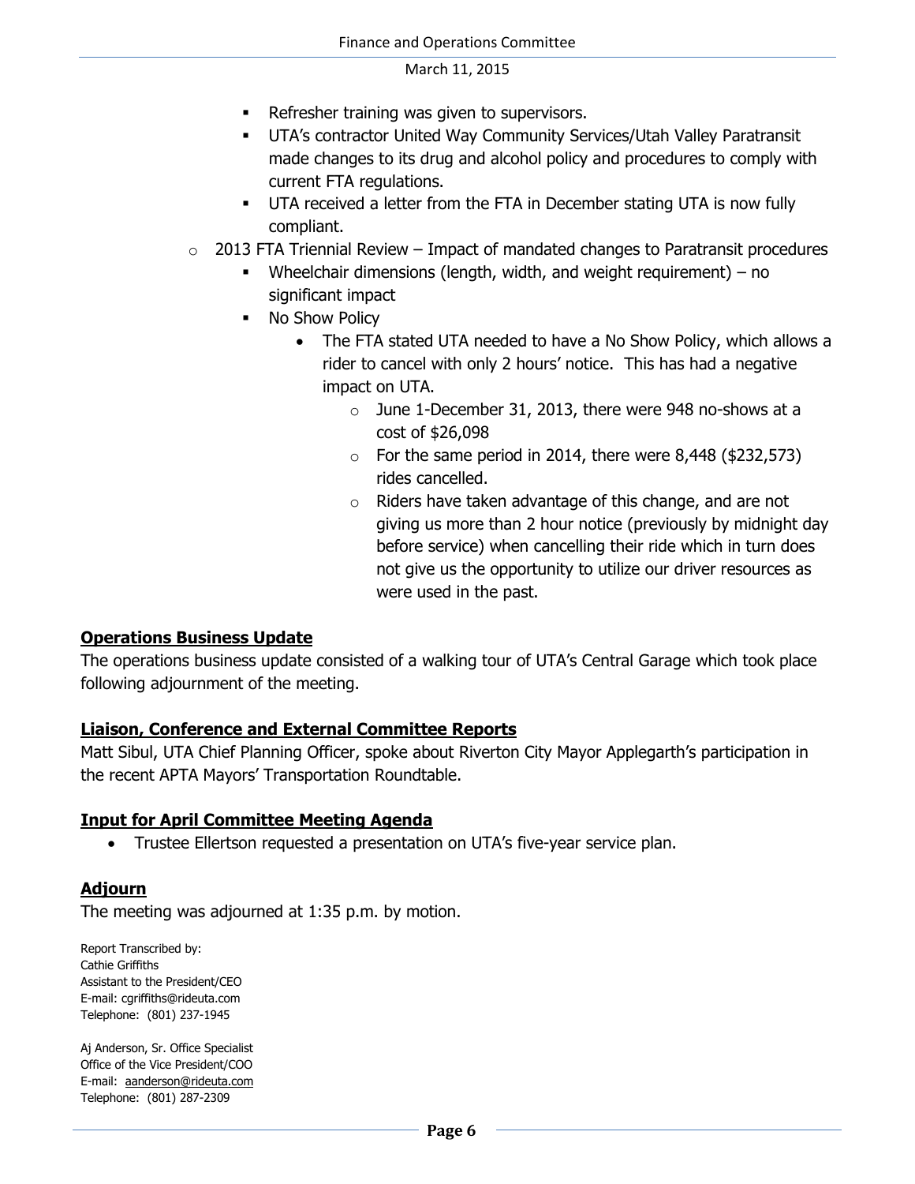- Refresher training was given to supervisors.
- UTA's contractor United Way Community Services/Utah Valley Paratransit made changes to its drug and alcohol policy and procedures to comply with current FTA regulations.
- UTA received a letter from the FTA in December stating UTA is now fully compliant.

- 2013 FTA Triennial Review – Impact of mandated changes to Paratransit procedures
  - Wheelchair dimensions (length, width, and weight requirement) – no significant impact
  - No Show Policy
    - The FTA stated UTA needed to have a No Show Policy, which allows a rider to cancel with only 2 hours' notice. This has had a negative impact on UTA.
      - June 1-December 31, 2013, there were 948 no-shows at a cost of $26,098
      - For the same period in 2014, there were 8,448 ($232,573) rides cancelled.
      - Riders have taken advantage of this change, and are not giving us more than 2 hour notice (previously by midnight day before service) when cancelling their ride which in turn does not give us the opportunity to utilize our driver resources as were used in the past.

## Operations Business Update

The operations business update consisted of a walking tour of UTA's Central Garage which took place following adjournment of the meeting.

## Liaison, Conference and External Committee Reports

Matt Sibul, UTA Chief Planning Officer, spoke about Riverton City Mayor Applegarth's participation in the recent APTA Mayors' Transportation Roundtable.

## Input for April Committee Meeting Agenda

- Trustee Ellertson requested a presentation on UTA's five-year service plan.

## Adjourn

The meeting was adjourned at 1:35 p.m. by motion.

Report Transcribed by:
Cathie Griffiths
Assistant to the President/CEO
E-mail: cgriffiths@rideuta.com
Telephone: (801) 237-1945

Aj Anderson, Sr. Office Specialist
Office of the Vice President/COO
E-mail: aanderson@rideuta.com
Telephone: (801) 287-2309